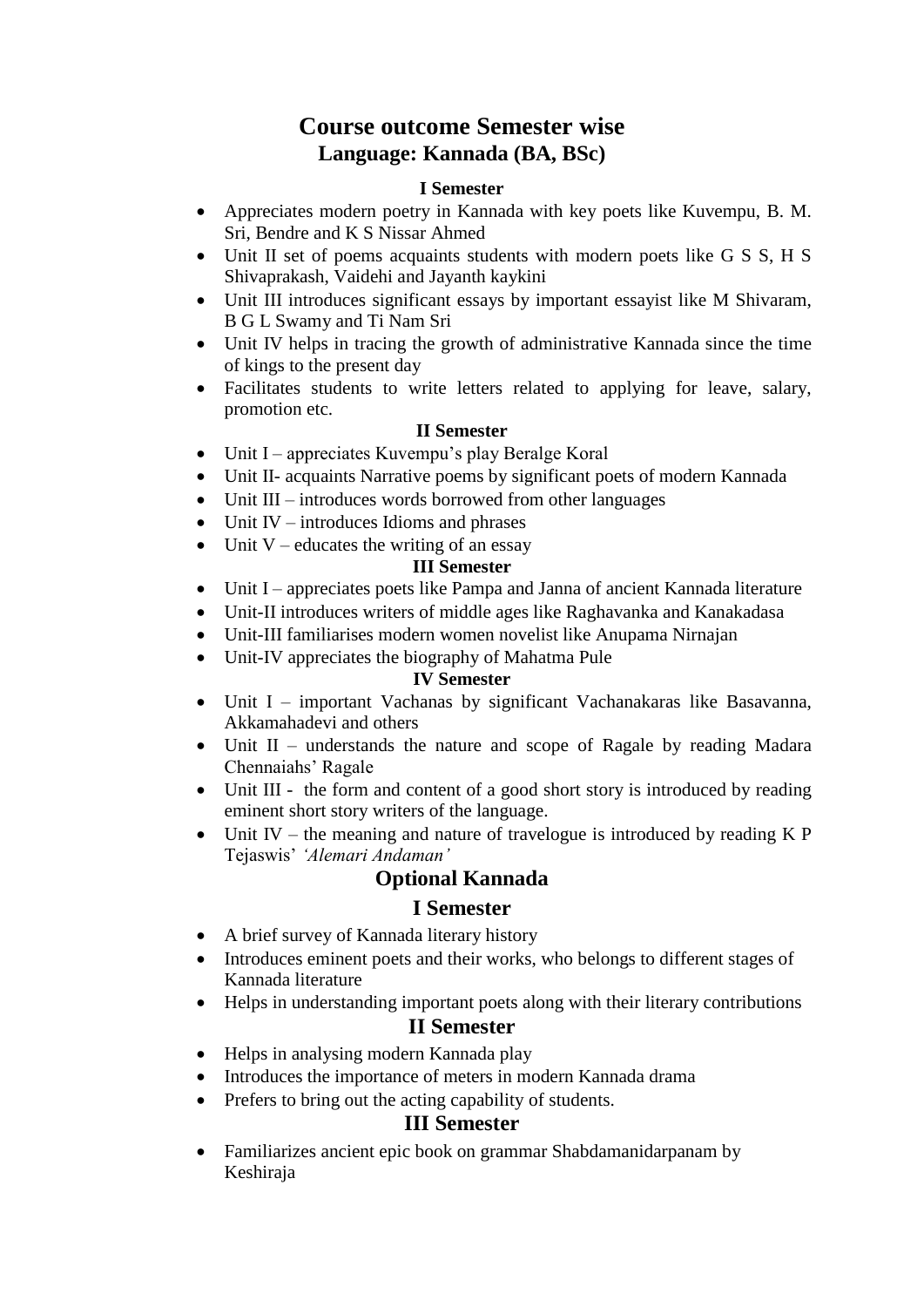# Course outcome Semester wise

## Language: Kannada (BA, BSc)

### I Semester

- Appreciates modern poetry in Kannada with key poets like Kuvempu, B. M. Sri, Bendre and K S Nissar Ahmed
- Unit II set of poems acquaints students with modern poets like G S S, H S Shivaprakash, Vaidehi and Jayanth kaykini
- Unit III introduces significant essays by important essayist like M Shivaram, B G L Swamy and Ti Nam Sri
- Unit IV helps in tracing the growth of administrative Kannada since the time of kings to the present day
- Facilitates students to write letters related to applying for leave, salary, promotion etc.

### II Semester

- Unit I – appreciates Kuvempu's play Beralge Koral
- Unit II- acquaints Narrative poems by significant poets of modern Kannada
- Unit III – introduces words borrowed from other languages
- Unit IV – introduces Idioms and phrases
- Unit V – educates the writing of an essay

### III Semester

- Unit I – appreciates poets like Pampa and Janna of ancient Kannada literature
- Unit-II introduces writers of middle ages like Raghavanka and Kanakadasa
- Unit-III familiarises modern women novelist like Anupama Nirnajan
- Unit-IV appreciates the biography of Mahatma Pule

### IV Semester

- Unit I – important Vachanas by significant Vachanakaras like Basavanna, Akkamahadevi and others
- Unit II – understands the nature and scope of Ragale by reading Madara Chennaiahs' Ragale
- Unit III - the form and content of a good short story is introduced by reading eminent short story writers of the language.
- Unit IV – the meaning and nature of travelogue is introduced by reading K P Tejaswis' *'Alemari Andaman'*

## Optional Kannada

### I Semester

- A brief survey of Kannada literary history
- Introduces eminent poets and their works, who belongs to different stages of Kannada literature
- Helps in understanding important poets along with their literary contributions

### II Semester

- Helps in analysing modern Kannada play
- Introduces the importance of meters in modern Kannada drama
- Prefers to bring out the acting capability of students.

### III Semester

- Familiarizes ancient epic book on grammar Shabdamanidarpanam by Keshiraja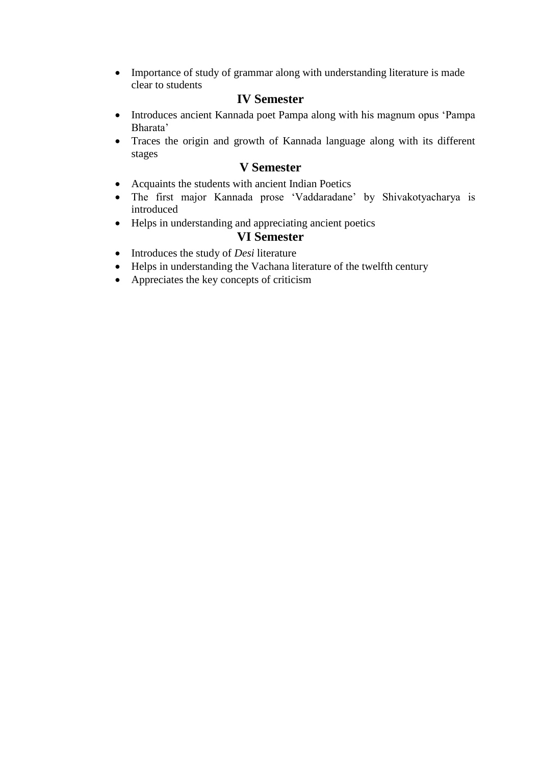- Importance of study of grammar along with understanding literature is made clear to students

## IV Semester

- Introduces ancient Kannada poet Pampa along with his magnum opus 'Pampa Bharata'
- Traces the origin and growth of Kannada language along with its different stages

## V Semester

- Acquaints the students with ancient Indian Poetics
- The first major Kannada prose 'Vaddaradane' by Shivakotyacharya is introduced
- Helps in understanding and appreciating ancient poetics

## VI Semester

- Introduces the study of *Desi* literature
- Helps in understanding the Vachana literature of the twelfth century
- Appreciates the key concepts of criticism